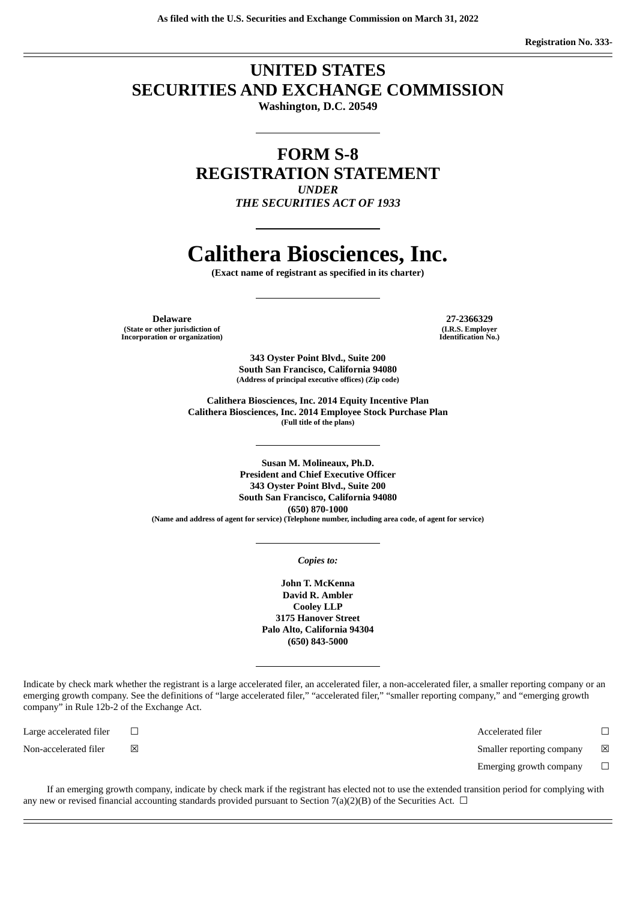As filed with the U.S. Securities and Exchange Commission on March 31, 2022

Registration No. 333-

# UNITED STATES
# SECURITIES AND EXCHANGE COMMISSION

**Washington, D.C. 20549**

---

# FORM S-8
# REGISTRATION STATEMENT

***UNDER***
***THE SECURITIES ACT OF 1933***

---

# Calithera Biosciences, Inc.

**(Exact name of registrant as specified in its charter)**

---

| **Delaware** | **27-2366329** |
|---|---|
| **(State or other jurisdiction of Incorporation or organization)** | **(I.R.S. Employer Identification No.)** |

**343 Oyster Point Blvd., Suite 200**
**South San Francisco, California 94080**
**(Address of principal executive offices) (Zip code)**

**Calithera Biosciences, Inc. 2014 Equity Incentive Plan**
**Calithera Biosciences, Inc. 2014 Employee Stock Purchase Plan**
**(Full title of the plans)**

---

**Susan M. Molineaux, Ph.D.**
**President and Chief Executive Officer**
**343 Oyster Point Blvd., Suite 200**
**South San Francisco, California 94080**
**(650) 870-1000**
**(Name and address of agent for service) (Telephone number, including area code, of agent for service)**

---

***Copies to:***

**John T. McKenna**
**David R. Ambler**
**Cooley LLP**
**3175 Hanover Street**
**Palo Alto, California 94304**
**(650) 843-5000**

---

Indicate by check mark whether the registrant is a large accelerated filer, an accelerated filer, a non-accelerated filer, a smaller reporting company or an emerging growth company. See the definitions of "large accelerated filer," "accelerated filer," "smaller reporting company," and "emerging growth company" in Rule 12b-2 of the Exchange Act.

| | | | |
|---|---|---|---|
| Large accelerated filer | ☐ | Accelerated filer | ☐ |
| Non-accelerated filer | ☒ | Smaller reporting company | ☒ |
| | | Emerging growth company | ☐ |

If an emerging growth company, indicate by check mark if the registrant has elected not to use the extended transition period for complying with any new or revised financial accounting standards provided pursuant to Section 7(a)(2)(B) of the Securities Act. ☐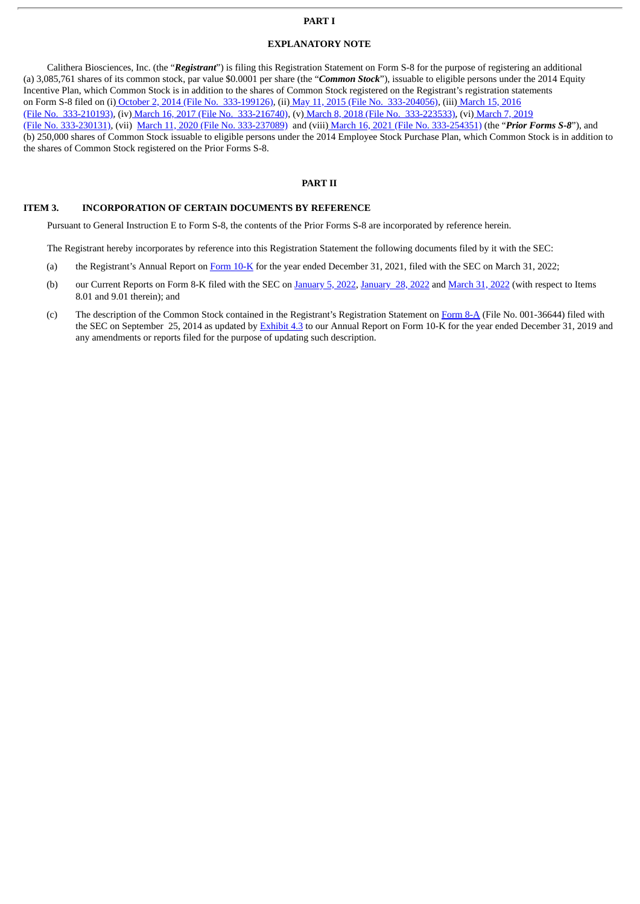# PART I

## EXPLANATORY NOTE

Calithera Biosciences, Inc. (the "***Registrant***") is filing this Registration Statement on Form S-8 for the purpose of registering an additional (a) 3,085,761 shares of its common stock, par value $0.0001 per share (the "***Common Stock***"), issuable to eligible persons under the 2014 Equity Incentive Plan, which Common Stock is in addition to the shares of Common Stock registered on the Registrant's registration statements on Form S-8 filed on (i) October 2, 2014 (File No. 333-199126), (ii) May 11, 2015 (File No. 333-204056), (iii) March 15, 2016 (File No. 333-210193), (iv) March 16, 2017 (File No. 333-216740), (v) March 8, 2018 (File No. 333-223533), (vi) March 7, 2019 (File No. 333-230131), (vii) March 11, 2020 (File No. 333-237089) and (viii) March 16, 2021 (File No. 333-254351) (the "***Prior Forms S-8***"), and (b) 250,000 shares of Common Stock issuable to eligible persons under the 2014 Employee Stock Purchase Plan, which Common Stock is in addition to the shares of Common Stock registered on the Prior Forms S-8.

# PART II

## ITEM 3. INCORPORATION OF CERTAIN DOCUMENTS BY REFERENCE

Pursuant to General Instruction E to Form S-8, the contents of the Prior Forms S-8 are incorporated by reference herein.

The Registrant hereby incorporates by reference into this Registration Statement the following documents filed by it with the SEC:

(a) the Registrant's Annual Report on Form 10-K for the year ended December 31, 2021, filed with the SEC on March 31, 2022;

(b) our Current Reports on Form 8-K filed with the SEC on January 5, 2022, January 28, 2022 and March 31, 2022 (with respect to Items 8.01 and 9.01 therein); and

(c) The description of the Common Stock contained in the Registrant's Registration Statement on Form 8-A (File No. 001-36644) filed with the SEC on September 25, 2014 as updated by Exhibit 4.3 to our Annual Report on Form 10-K for the year ended December 31, 2019 and any amendments or reports filed for the purpose of updating such description.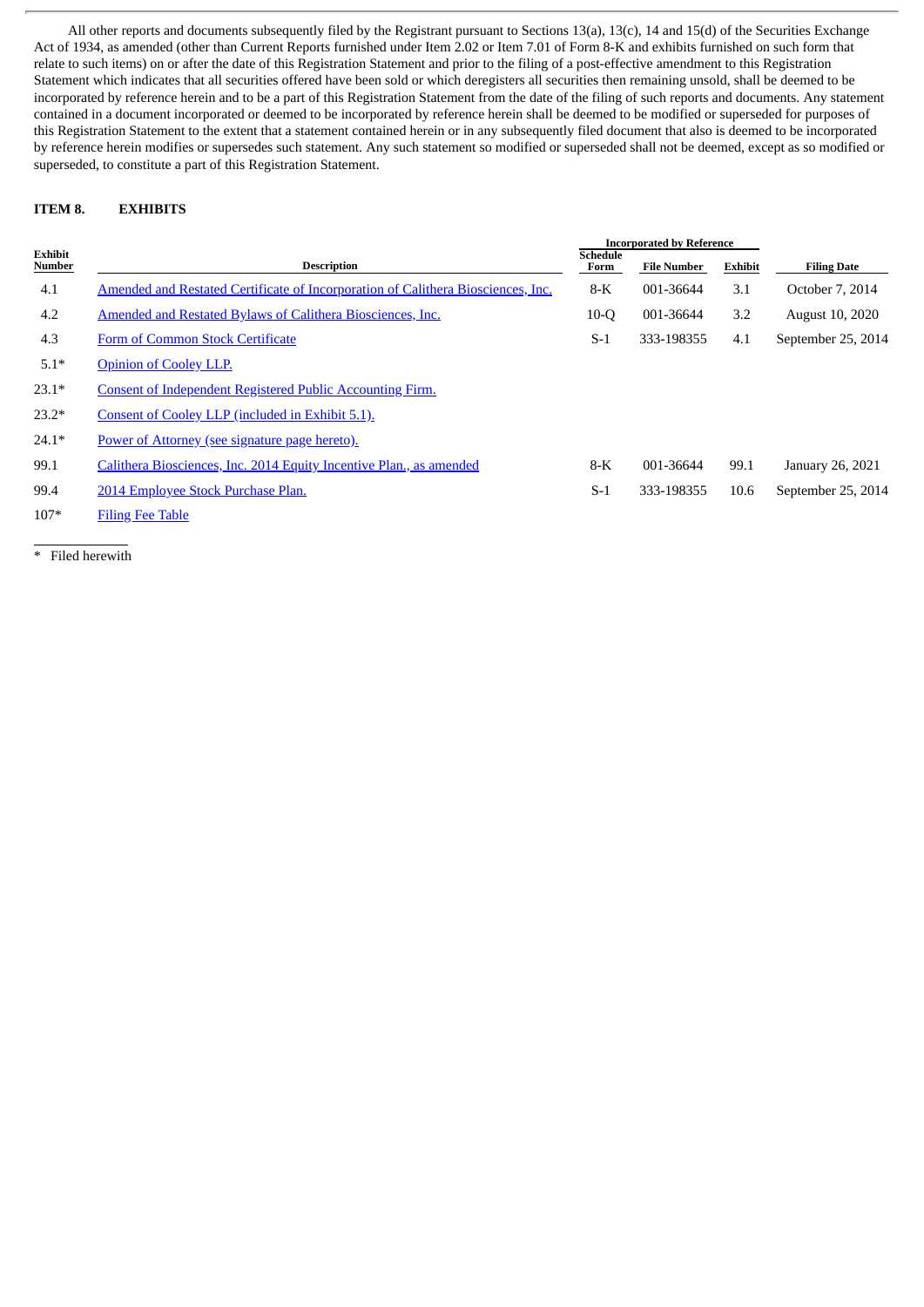All other reports and documents subsequently filed by the Registrant pursuant to Sections 13(a), 13(c), 14 and 15(d) of the Securities Exchange Act of 1934, as amended (other than Current Reports furnished under Item 2.02 or Item 7.01 of Form 8-K and exhibits furnished on such form that relate to such items) on or after the date of this Registration Statement and prior to the filing of a post-effective amendment to this Registration Statement which indicates that all securities offered have been sold or which deregisters all securities then remaining unsold, shall be deemed to be incorporated by reference herein and to be a part of this Registration Statement from the date of the filing of such reports and documents. Any statement contained in a document incorporated or deemed to be incorporated by reference herein shall be deemed to be modified or superseded for purposes of this Registration Statement to the extent that a statement contained herein or in any subsequently filed document that also is deemed to be incorporated by reference herein modifies or supersedes such statement. Any such statement so modified or superseded shall not be deemed, except as so modified or superseded, to constitute a part of this Registration Statement.

**ITEM 8. EXHIBITS**

| Exhibit Number | Description | Incorporated by Reference | | | |
|---|---|---|---|---|---|
| | | Schedule Form | File Number | Exhibit | Filing Date |
| 4.1 | Amended and Restated Certificate of Incorporation of Calithera Biosciences, Inc. | 8-K | 001-36644 | 3.1 | October 7, 2014 |
| 4.2 | Amended and Restated Bylaws of Calithera Biosciences, Inc. | 10-Q | 001-36644 | 3.2 | August 10, 2020 |
| 4.3 | Form of Common Stock Certificate | S-1 | 333-198355 | 4.1 | September 25, 2014 |
| 5.1* | Opinion of Cooley LLP. | | | | |
| 23.1* | Consent of Independent Registered Public Accounting Firm. | | | | |
| 23.2* | Consent of Cooley LLP (included in Exhibit 5.1). | | | | |
| 24.1* | Power of Attorney (see signature page hereto). | | | | |
| 99.1 | Calithera Biosciences, Inc. 2014 Equity Incentive Plan., as amended | 8-K | 001-36644 | 99.1 | January 26, 2021 |
| 99.4 | 2014 Employee Stock Purchase Plan. | S-1 | 333-198355 | 10.6 | September 25, 2014 |
| 107* | Filing Fee Table | | | | |

\* Filed herewith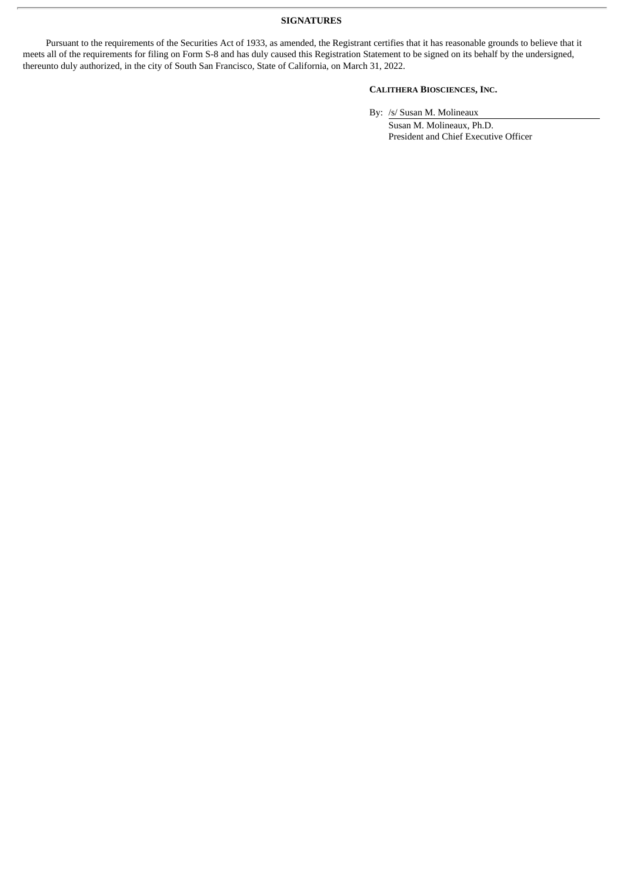## SIGNATURES

Pursuant to the requirements of the Securities Act of 1933, as amended, the Registrant certifies that it has reasonable grounds to believe that it meets all of the requirements for filing on Form S-8 and has duly caused this Registration Statement to be signed on its behalf by the undersigned, thereunto duly authorized, in the city of South San Francisco, State of California, on March 31, 2022.

**CALITHERA BIOSCIENCES, INC.**

By: /s/ Susan M. Molineaux  
Susan M. Molineaux, Ph.D.  
President and Chief Executive Officer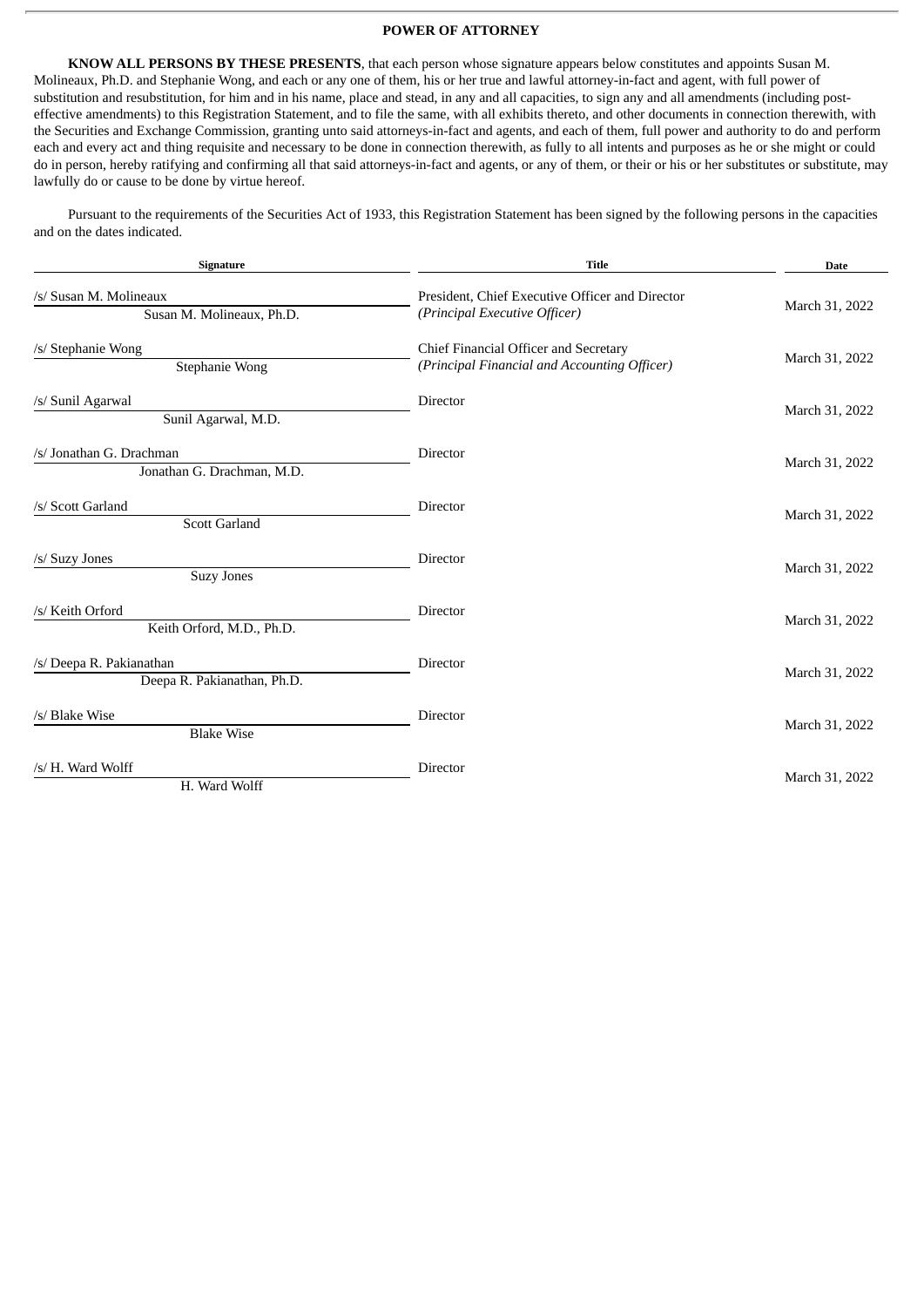## POWER OF ATTORNEY

**KNOW ALL PERSONS BY THESE PRESENTS**, that each person whose signature appears below constitutes and appoints Susan M. Molineaux, Ph.D. and Stephanie Wong, and each or any one of them, his or her true and lawful attorney-in-fact and agent, with full power of substitution and resubstitution, for him and in his name, place and stead, in any and all capacities, to sign any and all amendments (including post-effective amendments) to this Registration Statement, and to file the same, with all exhibits thereto, and other documents in connection therewith, with the Securities and Exchange Commission, granting unto said attorneys-in-fact and agents, and each of them, full power and authority to do and perform each and every act and thing requisite and necessary to be done in connection therewith, as fully to all intents and purposes as he or she might or could do in person, hereby ratifying and confirming all that said attorneys-in-fact and agents, or any of them, or their or his or her substitutes or substitute, may lawfully do or cause to be done by virtue hereof.

Pursuant to the requirements of the Securities Act of 1933, this Registration Statement has been signed by the following persons in the capacities and on the dates indicated.

| Signature | Title | Date |
|---|---|---|
| /s/ Susan M. Molineaux<br>Susan M. Molineaux, Ph.D. | President, Chief Executive Officer and Director<br>*(Principal Executive Officer)* | March 31, 2022 |
| /s/ Stephanie Wong<br>Stephanie Wong | Chief Financial Officer and Secretary<br>*(Principal Financial and Accounting Officer)* | March 31, 2022 |
| /s/ Sunil Agarwal<br>Sunil Agarwal, M.D. | Director | March 31, 2022 |
| /s/ Jonathan G. Drachman<br>Jonathan G. Drachman, M.D. | Director | March 31, 2022 |
| /s/ Scott Garland<br>Scott Garland | Director | March 31, 2022 |
| /s/ Suzy Jones<br>Suzy Jones | Director | March 31, 2022 |
| /s/ Keith Orford<br>Keith Orford, M.D., Ph.D. | Director | March 31, 2022 |
| /s/ Deepa R. Pakianathan<br>Deepa R. Pakianathan, Ph.D. | Director | March 31, 2022 |
| /s/ Blake Wise<br>Blake Wise | Director | March 31, 2022 |
| /s/ H. Ward Wolff<br>H. Ward Wolff | Director | March 31, 2022 |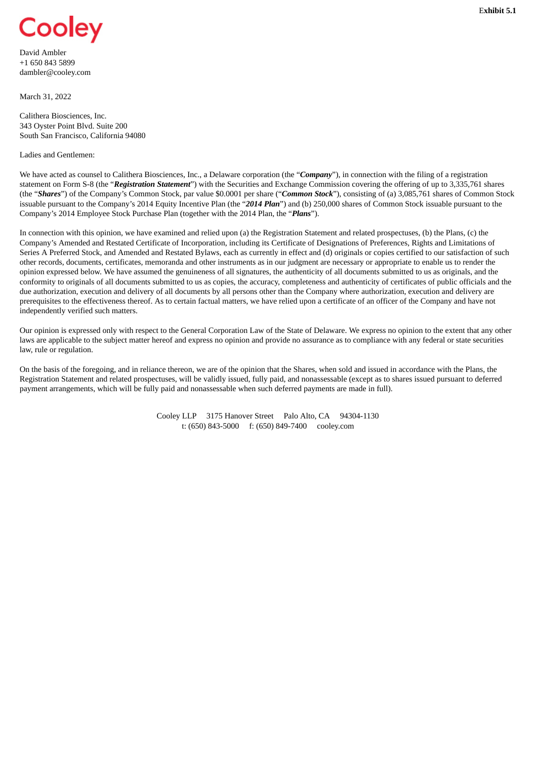**Exhibit 5.1**

Cooley

David Ambler
+1 650 843 5899
dambler@cooley.com

March 31, 2022

Calithera Biosciences, Inc.
343 Oyster Point Blvd. Suite 200
South San Francisco, California 94080

Ladies and Gentlemen:

We have acted as counsel to Calithera Biosciences, Inc., a Delaware corporation (the "***Company***"), in connection with the filing of a registration statement on Form S-8 (the "***Registration Statement***") with the Securities and Exchange Commission covering the offering of up to 3,335,761 shares (the "***Shares***") of the Company's Common Stock, par value $0.0001 per share ("***Common Stock***"), consisting of (a) 3,085,761 shares of Common Stock issuable pursuant to the Company's 2014 Equity Incentive Plan (the "***2014 Plan***") and (b) 250,000 shares of Common Stock issuable pursuant to the Company's 2014 Employee Stock Purchase Plan (together with the 2014 Plan, the "***Plans***").

In connection with this opinion, we have examined and relied upon (a) the Registration Statement and related prospectuses, (b) the Plans, (c) the Company's Amended and Restated Certificate of Incorporation, including its Certificate of Designations of Preferences, Rights and Limitations of Series A Preferred Stock, and Amended and Restated Bylaws, each as currently in effect and (d) originals or copies certified to our satisfaction of such other records, documents, certificates, memoranda and other instruments as in our judgment are necessary or appropriate to enable us to render the opinion expressed below. We have assumed the genuineness of all signatures, the authenticity of all documents submitted to us as originals, and the conformity to originals of all documents submitted to us as copies, the accuracy, completeness and authenticity of certificates of public officials and the due authorization, execution and delivery of all documents by all persons other than the Company where authorization, execution and delivery are prerequisites to the effectiveness thereof. As to certain factual matters, we have relied upon a certificate of an officer of the Company and have not independently verified such matters.

Our opinion is expressed only with respect to the General Corporation Law of the State of Delaware. We express no opinion to the extent that any other laws are applicable to the subject matter hereof and express no opinion and provide no assurance as to compliance with any federal or state securities law, rule or regulation.

On the basis of the foregoing, and in reliance thereon, we are of the opinion that the Shares, when sold and issued in accordance with the Plans, the Registration Statement and related prospectuses, will be validly issued, fully paid, and nonassessable (except as to shares issued pursuant to deferred payment arrangements, which will be fully paid and nonassessable when such deferred payments are made in full).

Cooley LLP 3175 Hanover Street Palo Alto, CA 94304-1130
t: (650) 843-5000 f: (650) 849-7400 cooley.com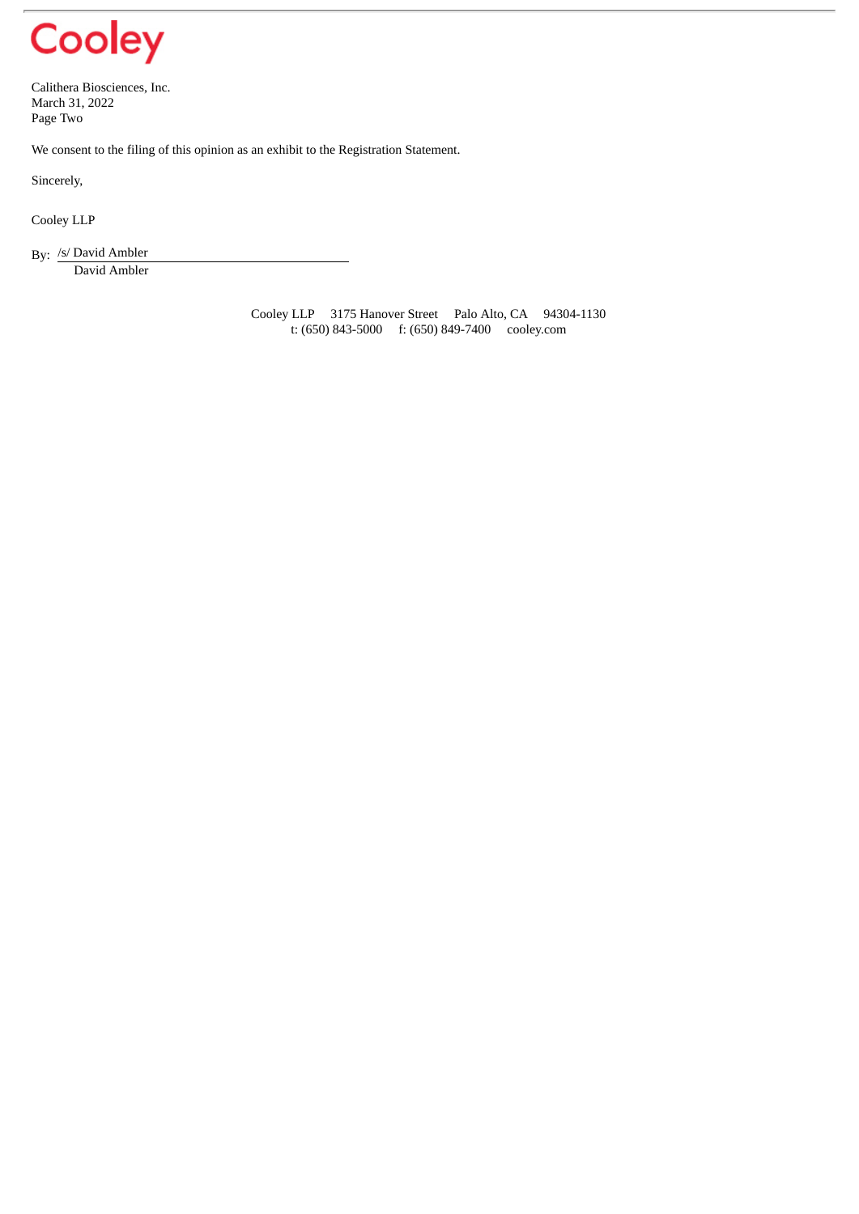We consent to the filing of this opinion as an exhibit to the Registration Statement.

Sincerely,

Cooley LLP

By: /s/ David Ambler
David Ambler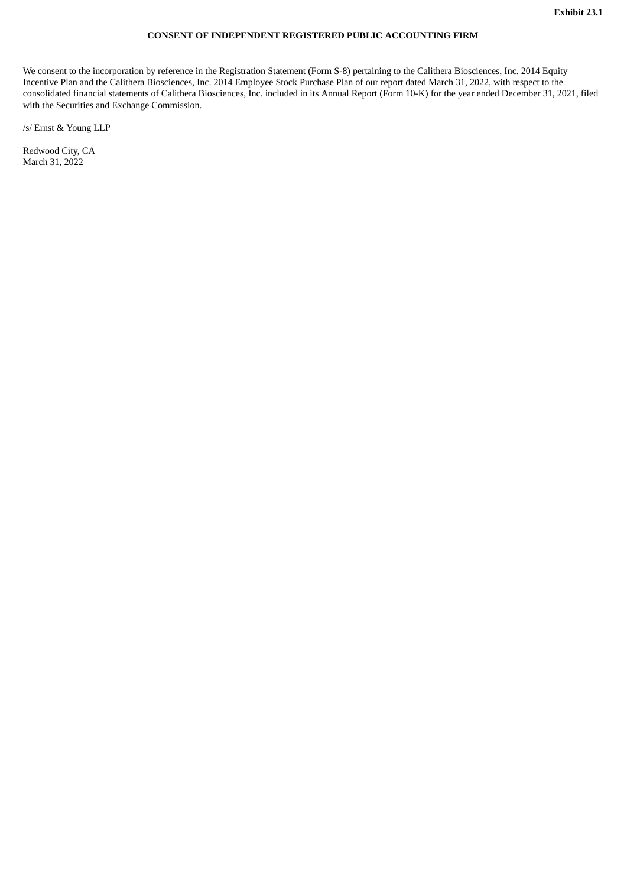**Exhibit 23.1**

**CONSENT OF INDEPENDENT REGISTERED PUBLIC ACCOUNTING FIRM**

We consent to the incorporation by reference in the Registration Statement (Form S-8) pertaining to the Calithera Biosciences, Inc. 2014 Equity Incentive Plan and the Calithera Biosciences, Inc. 2014 Employee Stock Purchase Plan of our report dated March 31, 2022, with respect to the consolidated financial statements of Calithera Biosciences, Inc. included in its Annual Report (Form 10-K) for the year ended December 31, 2021, filed with the Securities and Exchange Commission.

/s/ Ernst & Young LLP

Redwood City, CA
March 31, 2022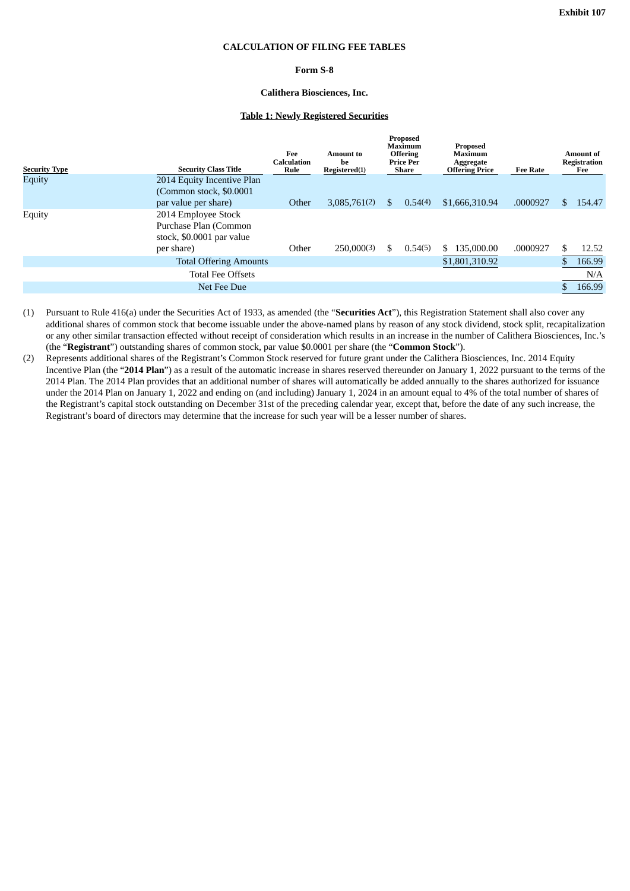**Exhibit 107**

**CALCULATION OF FILING FEE TABLES**

**Form S-8**

**Calithera Biosciences, Inc.**

**Table 1: Newly Registered Securities**

| Security Type | Security Class Title | Fee Calculation Rule | Amount to be Registered(1) | Proposed Maximum Offering Price Per Share | Proposed Maximum Aggregate Offering Price | Fee Rate | Amount of Registration Fee |
|---|---|---|---|---|---|---|---|
| Equity | 2014 Equity Incentive Plan (Common stock, $0.0001 par value per share) | Other | 3,085,761(2) | $ 0.54(4) | $1,666,310.94 | .0000927 | $ 154.47 |
| Equity | 2014 Employee Stock Purchase Plan (Common stock, $0.0001 par value per share) | Other | 250,000(3) | $ 0.54(5) | $ 135,000.00 | .0000927 | $ 12.52 |
| | Total Offering Amounts | | | | $1,801,310.92 | | $ 166.99 |
| | Total Fee Offsets | | | | | | N/A |
| | Net Fee Due | | | | | | $ 166.99 |

(1) Pursuant to Rule 416(a) under the Securities Act of 1933, as amended (the "**Securities Act**"), this Registration Statement shall also cover any additional shares of common stock that become issuable under the above-named plans by reason of any stock dividend, stock split, recapitalization or any other similar transaction effected without receipt of consideration which results in an increase in the number of Calithera Biosciences, Inc.'s (the "**Registrant**") outstanding shares of common stock, par value $0.0001 per share (the "**Common Stock**").

(2) Represents additional shares of the Registrant's Common Stock reserved for future grant under the Calithera Biosciences, Inc. 2014 Equity Incentive Plan (the "**2014 Plan**") as a result of the automatic increase in shares reserved thereunder on January 1, 2022 pursuant to the terms of the 2014 Plan. The 2014 Plan provides that an additional number of shares will automatically be added annually to the shares authorized for issuance under the 2014 Plan on January 1, 2022 and ending on (and including) January 1, 2024 in an amount equal to 4% of the total number of shares of the Registrant's capital stock outstanding on December 31st of the preceding calendar year, except that, before the date of any such increase, the Registrant's board of directors may determine that the increase for such year will be a lesser number of shares.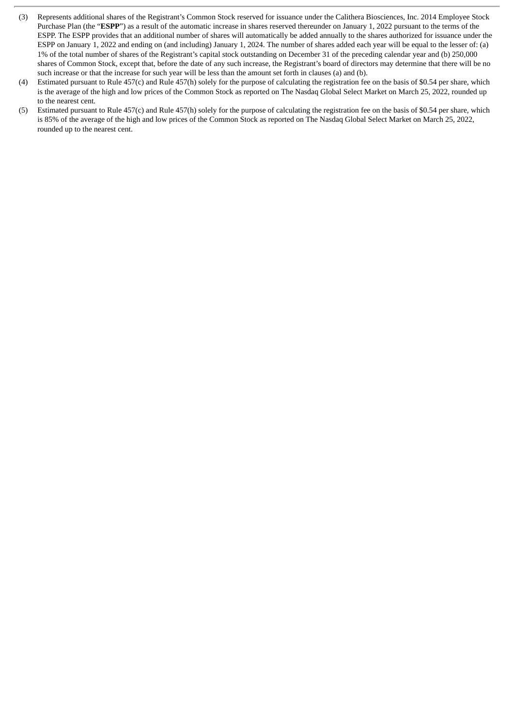(3) Represents additional shares of the Registrant's Common Stock reserved for issuance under the Calithera Biosciences, Inc. 2014 Employee Stock Purchase Plan (the "**ESPP**") as a result of the automatic increase in shares reserved thereunder on January 1, 2022 pursuant to the terms of the ESPP. The ESPP provides that an additional number of shares will automatically be added annually to the shares authorized for issuance under the ESPP on January 1, 2022 and ending on (and including) January 1, 2024. The number of shares added each year will be equal to the lesser of: (a) 1% of the total number of shares of the Registrant's capital stock outstanding on December 31 of the preceding calendar year and (b) 250,000 shares of Common Stock, except that, before the date of any such increase, the Registrant's board of directors may determine that there will be no such increase or that the increase for such year will be less than the amount set forth in clauses (a) and (b).

(4) Estimated pursuant to Rule 457(c) and Rule 457(h) solely for the purpose of calculating the registration fee on the basis of $0.54 per share, which is the average of the high and low prices of the Common Stock as reported on The Nasdaq Global Select Market on March 25, 2022, rounded up to the nearest cent.

(5) Estimated pursuant to Rule 457(c) and Rule 457(h) solely for the purpose of calculating the registration fee on the basis of $0.54 per share, which is 85% of the average of the high and low prices of the Common Stock as reported on The Nasdaq Global Select Market on March 25, 2022, rounded up to the nearest cent.